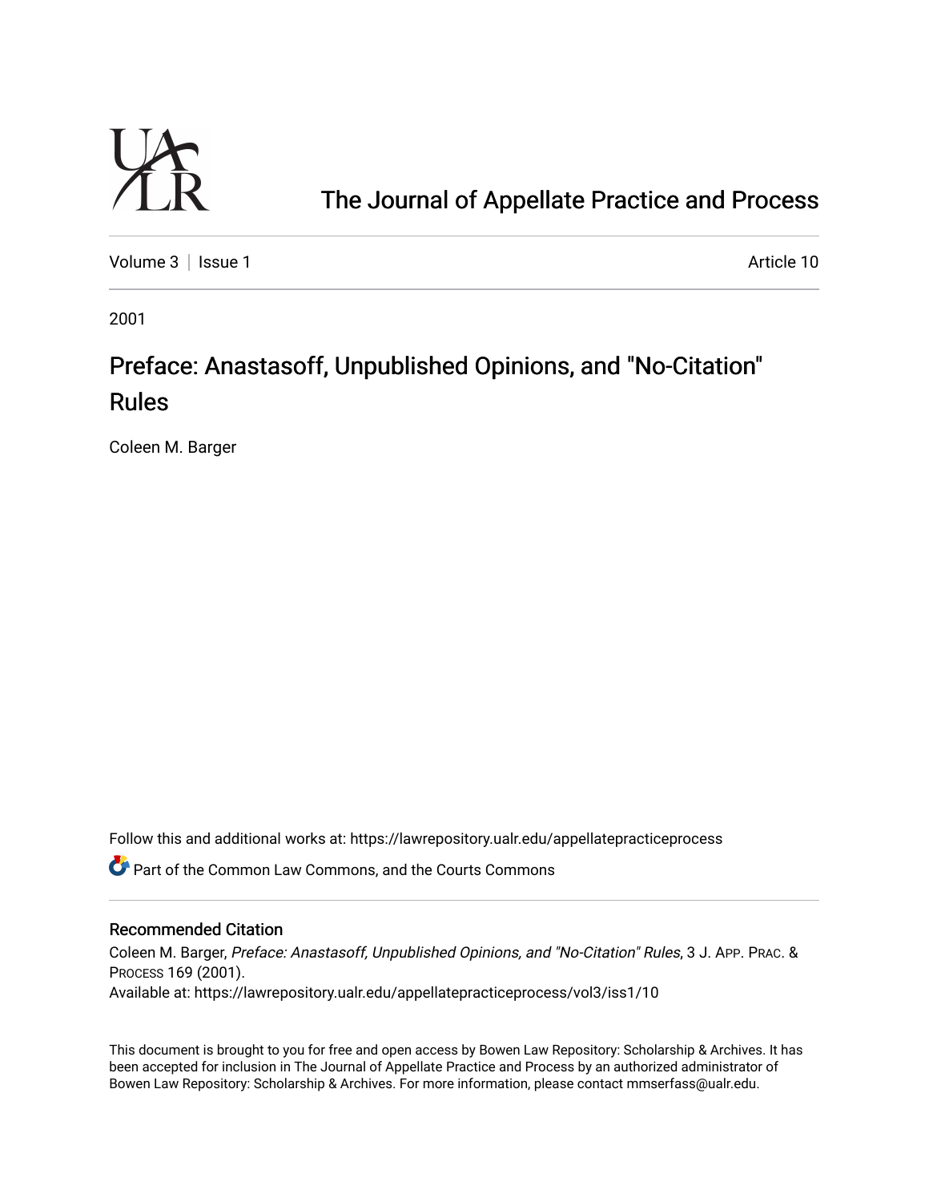# The Journal of Appellate Practice and Process

Volume 3 | Issue 1 Article 10

2001

# Preface: Anastasoff, Unpublished Opinions, and "No-Citation" Rules

Coleen M. Barger

Follow this and additional works at: https://lawrepository.ualr.edu/appellatepracticeprocess

Part of the Common Law Commons, and the Courts Commons

## Recommended Citation

Coleen M. Barger, *Preface: Anastasoff, Unpublished Opinions, and "No-Citation" Rules*, 3 J. App. Prac. & Process 169 (2001).
Available at: https://lawrepository.ualr.edu/appellatepracticeprocess/vol3/iss1/10

This document is brought to you for free and open access by Bowen Law Repository: Scholarship & Archives. It has been accepted for inclusion in The Journal of Appellate Practice and Process by an authorized administrator of Bowen Law Repository: Scholarship & Archives. For more information, please contact mmserfass@ualr.edu.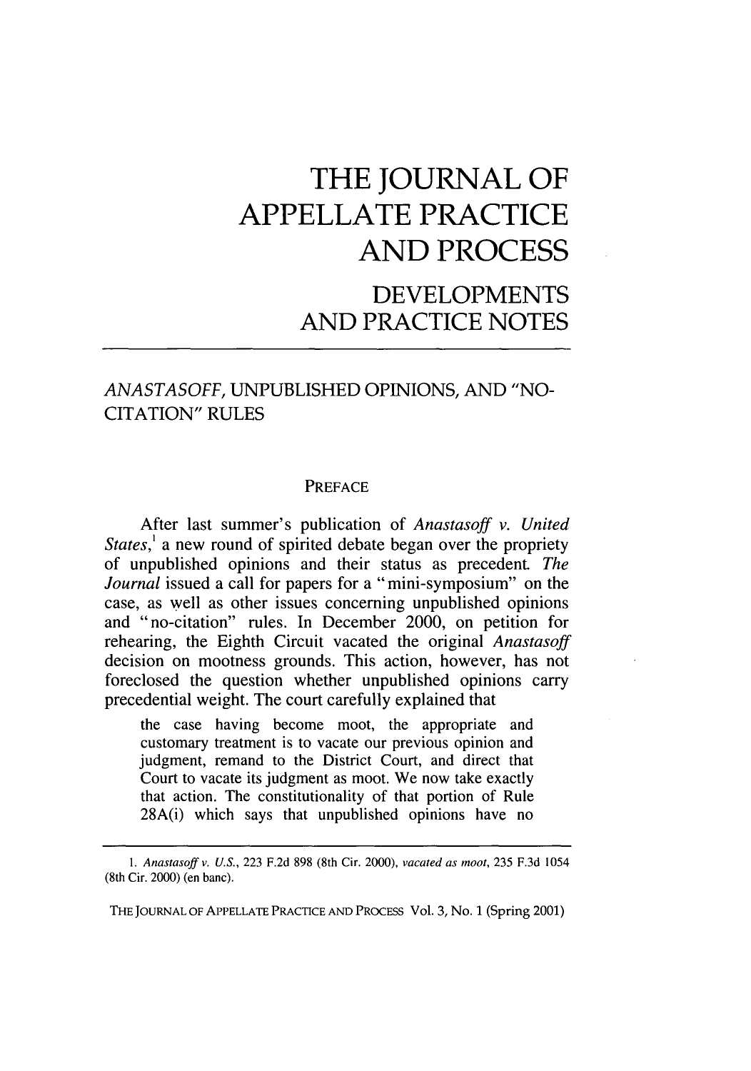# THE JOURNAL OF APPELLATE PRACTICE AND PROCESS

## DEVELOPMENTS AND PRACTICE NOTES

### *ANASTASOFF*, UNPUBLISHED OPINIONS, AND "NO-CITATION" RULES

#### PREFACE

After last summer's publication of *Anastasoff v. United States*,[1] a new round of spirited debate began over the propriety of unpublished opinions and their status as precedent. *The Journal* issued a call for papers for a "mini-symposium" on the case, as well as other issues concerning unpublished opinions and "no-citation" rules. In December 2000, on petition for rehearing, the Eighth Circuit vacated the original *Anastasoff* decision on mootness grounds. This action, however, has not foreclosed the question whether unpublished opinions carry precedential weight. The court carefully explained that

> the case having become moot, the appropriate and customary treatment is to vacate our previous opinion and judgment, remand to the District Court, and direct that Court to vacate its judgment as moot. We now take exactly that action. The constitutionality of that portion of Rule 28A(i) which says that unpublished opinions have no

---

1. *Anastasoff v. U.S.*, 223 F.2d 898 (8th Cir. 2000), *vacated as moot*, 235 F.3d 1054 (8th Cir. 2000) (en banc).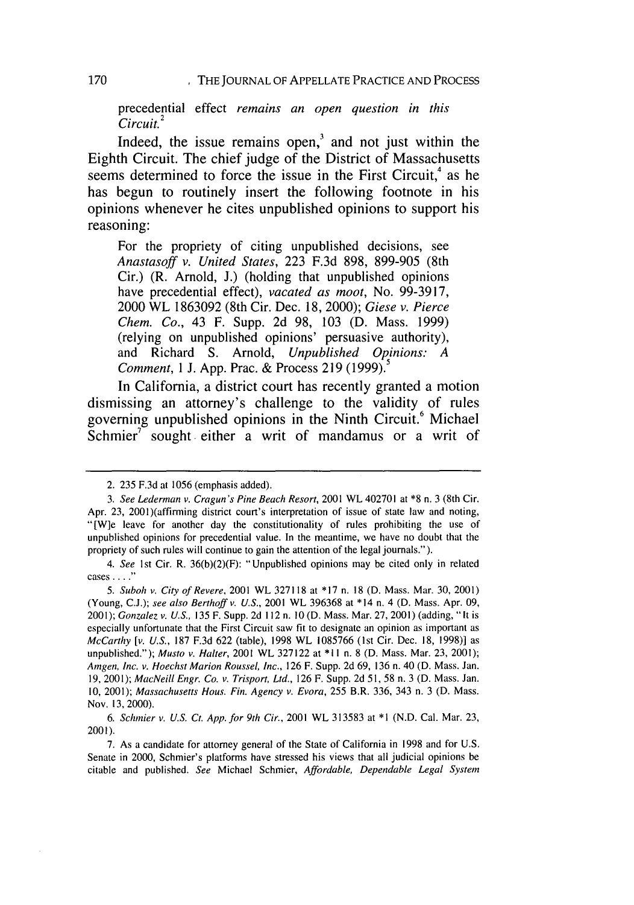precedential effect *remains an open question in this Circuit.*[2]

Indeed, the issue remains open,[3] and not just within the Eighth Circuit. The chief judge of the District of Massachusetts seems determined to force the issue in the First Circuit,[4] as he has begun to routinely insert the following footnote in his opinions whenever he cites unpublished opinions to support his reasoning:

> For the propriety of citing unpublished decisions, see *Anastasoff v. United States*, 223 F.3d 898, 899-905 (8th Cir.) (R. Arnold, J.) (holding that unpublished opinions have precedential effect), *vacated as moot*, No. 99-3917, 2000 WL 1863092 (8th Cir. Dec. 18, 2000); *Giese v. Pierce Chem. Co.*, 43 F. Supp. 2d 98, 103 (D. Mass. 1999) (relying on unpublished opinions' persuasive authority), and Richard S. Arnold, *Unpublished Opinions: A Comment*, 1 J. App. Prac. & Process 219 (1999).[5]

In California, a district court has recently granted a motion dismissing an attorney's challenge to the validity of rules governing unpublished opinions in the Ninth Circuit.[6] Michael Schmier[7] sought either a writ of mandamus or a writ of

---

2. 235 F.3d at 1056 (emphasis added).

3. *See Lederman v. Cragun's Pine Beach Resort*, 2001 WL 402701 at *8 n. 3 (8th Cir. Apr. 23, 2001)(affirming district court's interpretation of issue of state law and noting, "[W]e leave for another day the constitutionality of rules prohibiting the use of unpublished opinions for precedential value. In the meantime, we have no doubt that the propriety of such rules will continue to gain the attention of the legal journals.").

4. *See* 1st Cir. R. 36(b)(2)(F): "Unpublished opinions may be cited only in related cases . . . ."

5. *Suboh v. City of Revere*, 2001 WL 327118 at *17 n. 18 (D. Mass. Mar. 30, 2001) (Young, C.J.); *see also Berthoff v. U.S.*, 2001 WL 396368 at *14 n. 4 (D. Mass. Apr. 09, 2001); *Gonzalez v. U.S.*, 135 F. Supp. 2d 112 n. 10 (D. Mass. Mar. 27, 2001) (adding, "It is especially unfortunate that the First Circuit saw fit to designate an opinion as important as *McCarthy* [*v. U.S.*, 187 F.3d 622 (table), 1998 WL 1085766 (1st Cir. Dec. 18, 1998)] as unpublished."); *Musto v. Halter*, 2001 WL 327122 at *11 n. 8 (D. Mass. Mar. 23, 2001); *Amgen, Inc. v. Hoechst Marion Roussel, Inc.*, 126 F. Supp. 2d 69, 136 n. 40 (D. Mass. Jan. 19, 2001); *MacNeill Engr. Co. v. Trisport, Ltd.*, 126 F. Supp. 2d 51, 58 n. 3 (D. Mass. Jan. 10, 2001); *Massachusetts Hous. Fin. Agency v. Evora*, 255 B.R. 336, 343 n. 3 (D. Mass. Nov. 13, 2000).

6. *Schmier v. U.S. Ct. App. for 9th Cir.*, 2001 WL 313583 at *1 (N.D. Cal. Mar. 23, 2001).

7. As a candidate for attorney general of the State of California in 1998 and for U.S. Senate in 2000, Schmier's platforms have stressed his views that all judicial opinions be citable and published. *See* Michael Schmier, *Affordable, Dependable Legal System*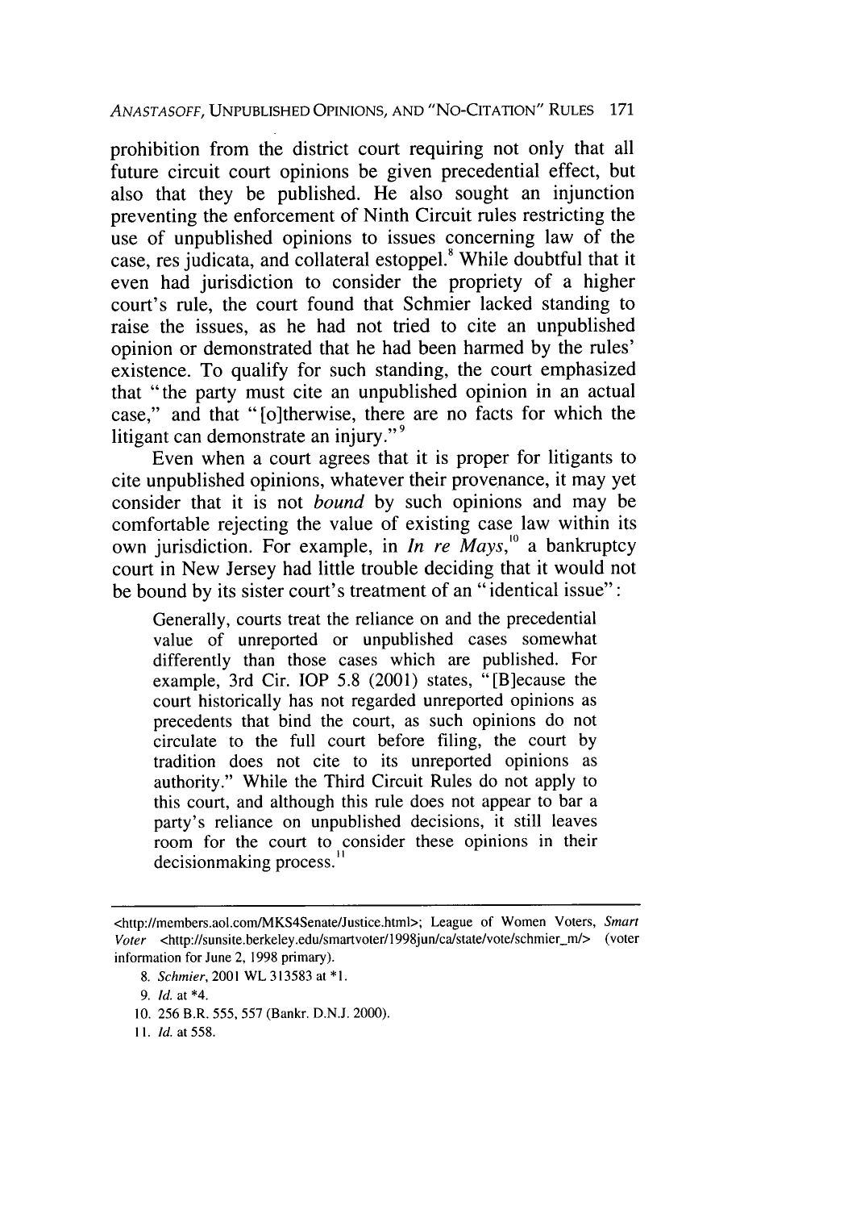prohibition from the district court requiring not only that all future circuit court opinions be given precedential effect, but also that they be published. He also sought an injunction preventing the enforcement of Ninth Circuit rules restricting the use of unpublished opinions to issues concerning law of the case, res judicata, and collateral estoppel.[8] While doubtful that it even had jurisdiction to consider the propriety of a higher court's rule, the court found that Schmier lacked standing to raise the issues, as he had not tried to cite an unpublished opinion or demonstrated that he had been harmed by the rules' existence. To qualify for such standing, the court emphasized that "the party must cite an unpublished opinion in an actual case," and that "[o]therwise, there are no facts for which the litigant can demonstrate an injury."[9]

Even when a court agrees that it is proper for litigants to cite unpublished opinions, whatever their provenance, it may yet consider that it is not *bound* by such opinions and may be comfortable rejecting the value of existing case law within its own jurisdiction. For example, in *In re Mays*,[10] a bankruptcy court in New Jersey had little trouble deciding that it would not be bound by its sister court's treatment of an "identical issue":

> Generally, courts treat the reliance on and the precedential value of unreported or unpublished cases somewhat differently than those cases which are published. For example, 3rd Cir. IOP 5.8 (2001) states, "[B]ecause the court historically has not regarded unreported opinions as precedents that bind the court, as such opinions do not circulate to the full court before filing, the court by tradition does not cite to its unreported opinions as authority." While the Third Circuit Rules do not apply to this court, and although this rule does not appear to bar a party's reliance on unpublished decisions, it still leaves room for the court to consider these opinions in their decisionmaking process.[11]

---

<http://members.aol.com/MKS4Senate/Justice.html>; League of Women Voters, *Smart Voter* <http://sunsite.berkeley.edu/smartvoter/1998jun/ca/state/vote/schmier_m/> (voter information for June 2, 1998 primary).

8. *Schmier*, 2001 WL 313583 at *1.

9. *Id.* at *4.

10. 256 B.R. 555, 557 (Bankr. D.N.J. 2000).

11. *Id.* at 558.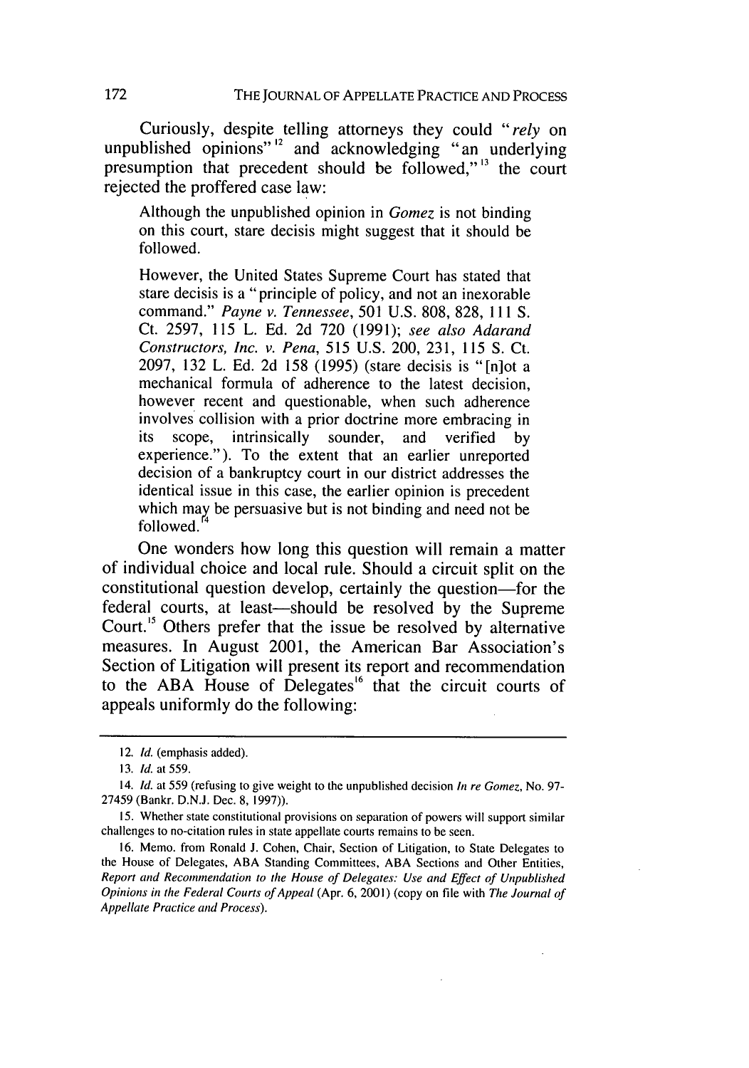Curiously, despite telling attorneys they could "*rely* on unpublished opinions"[12] and acknowledging "an underlying presumption that precedent should be followed,"[13] the court rejected the proffered case law:

> Although the unpublished opinion in *Gomez* is not binding on this court, stare decisis might suggest that it should be followed.
>
> However, the United States Supreme Court has stated that stare decisis is a "principle of policy, and not an inexorable command." *Payne v. Tennessee*, 501 U.S. 808, 828, 111 S. Ct. 2597, 115 L. Ed. 2d 720 (1991); *see also Adarand Constructors, Inc. v. Pena*, 515 U.S. 200, 231, 115 S. Ct. 2097, 132 L. Ed. 2d 158 (1995) (stare decisis is "[n]ot a mechanical formula of adherence to the latest decision, however recent and questionable, when such adherence involves collision with a prior doctrine more embracing in its scope, intrinsically sounder, and verified by experience."). To the extent that an earlier unreported decision of a bankruptcy court in our district addresses the identical issue in this case, the earlier opinion is precedent which may be persuasive but is not binding and need not be followed.[14]

One wonders how long this question will remain a matter of individual choice and local rule. Should a circuit split on the constitutional question develop, certainly the question—for the federal courts, at least—should be resolved by the Supreme Court.[15] Others prefer that the issue be resolved by alternative measures. In August 2001, the American Bar Association's Section of Litigation will present its report and recommendation to the ABA House of Delegates[16] that the circuit courts of appeals uniformly do the following:

---

12. *Id.* (emphasis added).

13. *Id.* at 559.

14. *Id.* at 559 (refusing to give weight to the unpublished decision *In re Gomez*, No. 97-27459 (Bankr. D.N.J. Dec. 8, 1997)).

15. Whether state constitutional provisions on separation of powers will support similar challenges to no-citation rules in state appellate courts remains to be seen.

16. Memo. from Ronald J. Cohen, Chair, Section of Litigation, to State Delegates to the House of Delegates, ABA Standing Committees, ABA Sections and Other Entities, *Report and Recommendation to the House of Delegates: Use and Effect of Unpublished Opinions in the Federal Courts of Appeal* (Apr. 6, 2001) (copy on file with *The Journal of Appellate Practice and Process*).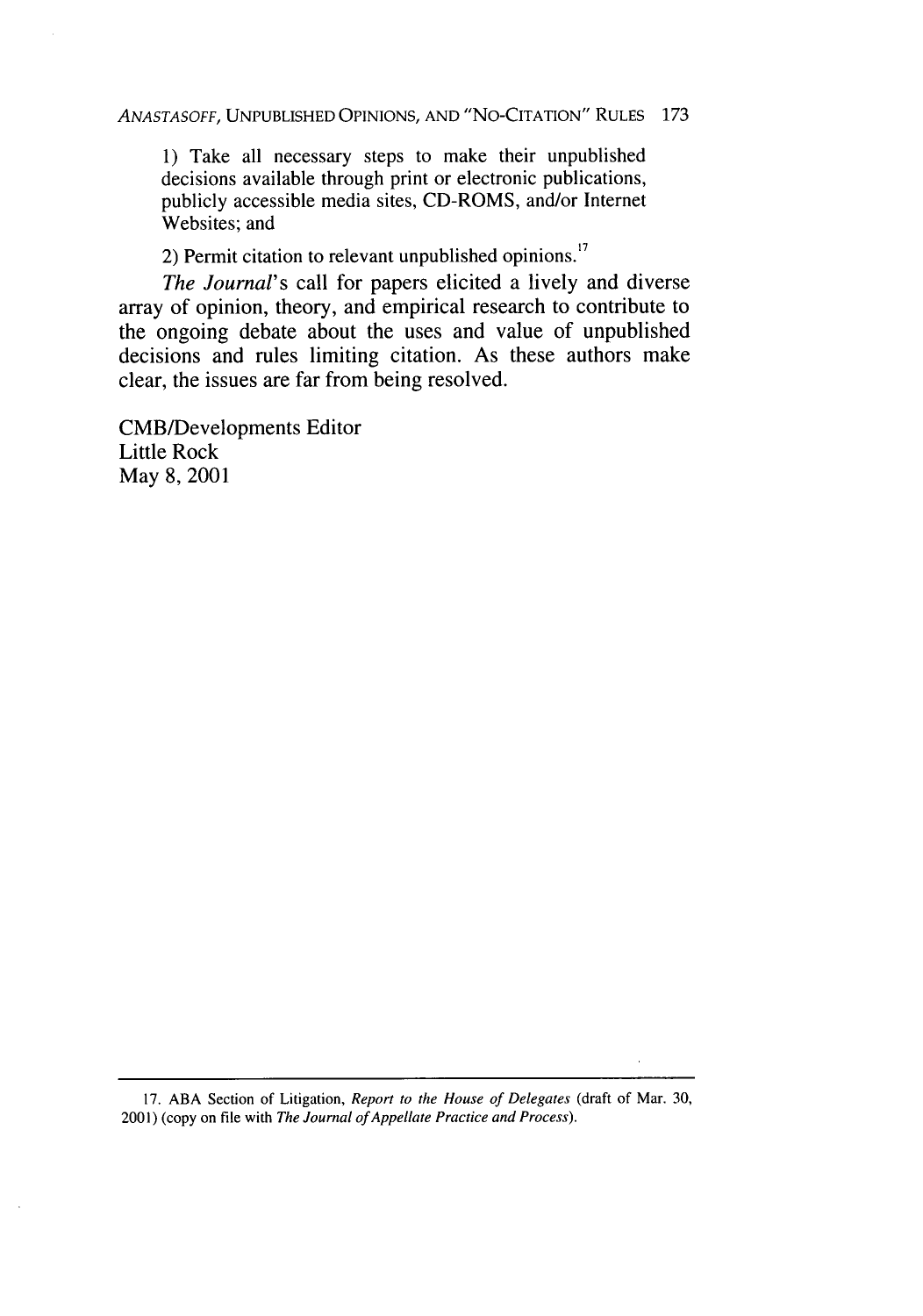1) Take all necessary steps to make their unpublished decisions available through print or electronic publications, publicly accessible media sites, CD-ROMS, and/or Internet Websites; and

2) Permit citation to relevant unpublished opinions.[17]

*The Journal*'s call for papers elicited a lively and diverse array of opinion, theory, and empirical research to contribute to the ongoing debate about the uses and value of unpublished decisions and rules limiting citation. As these authors make clear, the issues are far from being resolved.

CMB/Developments Editor
Little Rock
May 8, 2001

---

17. ABA Section of Litigation, *Report to the House of Delegates* (draft of Mar. 30, 2001) (copy on file with *The Journal of Appellate Practice and Process*).